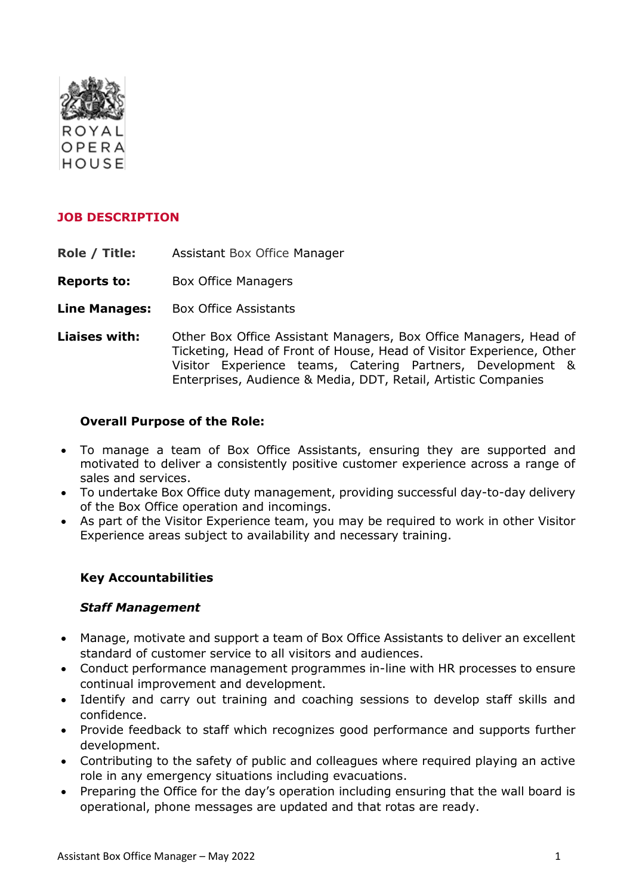ROYAL OPERA HOUSE

## JOB DESCRIPTION

**Role / Title:** Assistant Box Office Manager

**Reports to:** Box Office Managers

**Line Manages:** Box Office Assistants

**Liaises with:** Other Box Office Assistant Managers, Box Office Managers, Head of Ticketing, Head of Front of House, Head of Visitor Experience, Other Visitor Experience teams, Catering Partners, Development & Enterprises, Audience & Media, DDT, Retail, Artistic Companies

### Overall Purpose of the Role:

- To manage a team of Box Office Assistants, ensuring they are supported and motivated to deliver a consistently positive customer experience across a range of sales and services.
- To undertake Box Office duty management, providing successful day-to-day delivery of the Box Office operation and incomings.
- As part of the Visitor Experience team, you may be required to work in other Visitor Experience areas subject to availability and necessary training.

### Key Accountabilities

#### *Staff Management*

- Manage, motivate and support a team of Box Office Assistants to deliver an excellent standard of customer service to all visitors and audiences.
- Conduct performance management programmes in-line with HR processes to ensure continual improvement and development.
- Identify and carry out training and coaching sessions to develop staff skills and confidence.
- Provide feedback to staff which recognizes good performance and supports further development.
- Contributing to the safety of public and colleagues where required playing an active role in any emergency situations including evacuations.
- Preparing the Office for the day's operation including ensuring that the wall board is operational, phone messages are updated and that rotas are ready.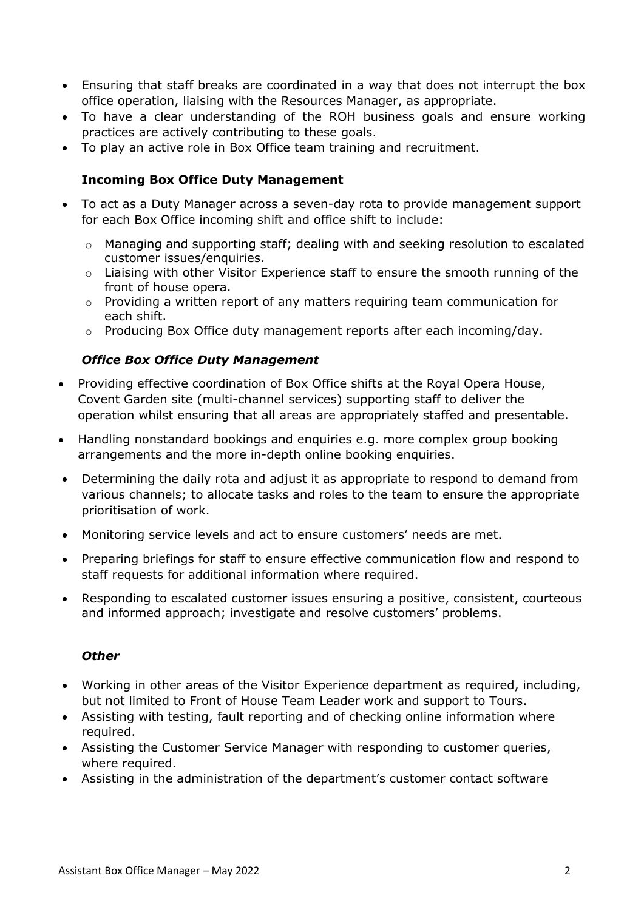- Ensuring that staff breaks are coordinated in a way that does not interrupt the box office operation, liaising with the Resources Manager, as appropriate.
- To have a clear understanding of the ROH business goals and ensure working practices are actively contributing to these goals.
- To play an active role in Box Office team training and recruitment.

**Incoming Box Office Duty Management**

- To act as a Duty Manager across a seven-day rota to provide management support for each Box Office incoming shift and office shift to include:
  - Managing and supporting staff; dealing with and seeking resolution to escalated customer issues/enquiries.
  - Liaising with other Visitor Experience staff to ensure the smooth running of the front of house opera.
  - Providing a written report of any matters requiring team communication for each shift.
  - Producing Box Office duty management reports after each incoming/day.

***Office Box Office Duty Management***

- Providing effective coordination of Box Office shifts at the Royal Opera House, Covent Garden site (multi-channel services) supporting staff to deliver the operation whilst ensuring that all areas are appropriately staffed and presentable.
- Handling nonstandard bookings and enquiries e.g. more complex group booking arrangements and the more in-depth online booking enquiries.
- Determining the daily rota and adjust it as appropriate to respond to demand from various channels; to allocate tasks and roles to the team to ensure the appropriate prioritisation of work.
- Monitoring service levels and act to ensure customers' needs are met.
- Preparing briefings for staff to ensure effective communication flow and respond to staff requests for additional information where required.
- Responding to escalated customer issues ensuring a positive, consistent, courteous and informed approach; investigate and resolve customers' problems.

***Other***

- Working in other areas of the Visitor Experience department as required, including, but not limited to Front of House Team Leader work and support to Tours.
- Assisting with testing, fault reporting and of checking online information where required.
- Assisting the Customer Service Manager with responding to customer queries, where required.
- Assisting in the administration of the department's customer contact software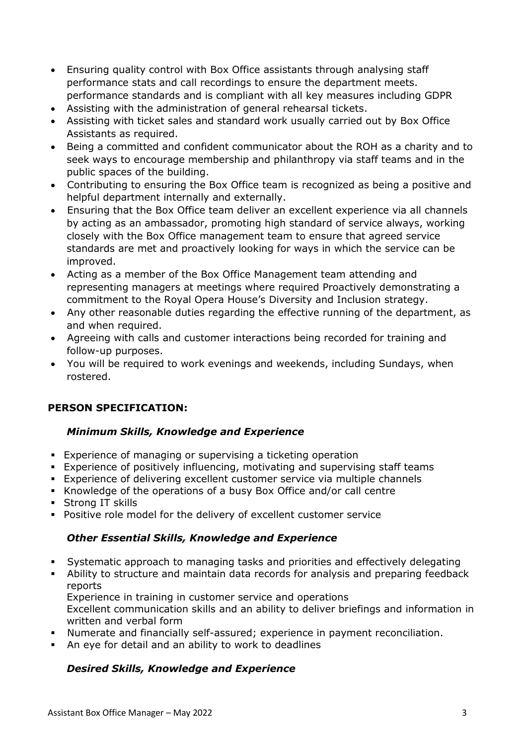- Ensuring quality control with Box Office assistants through analysing staff performance stats and call recordings to ensure the department meets. performance standards and is compliant with all key measures including GDPR
- Assisting with the administration of general rehearsal tickets.
- Assisting with ticket sales and standard work usually carried out by Box Office Assistants as required.
- Being a committed and confident communicator about the ROH as a charity and to seek ways to encourage membership and philanthropy via staff teams and in the public spaces of the building.
- Contributing to ensuring the Box Office team is recognized as being a positive and helpful department internally and externally.
- Ensuring that the Box Office team deliver an excellent experience via all channels by acting as an ambassador, promoting high standard of service always, working closely with the Box Office management team to ensure that agreed service standards are met and proactively looking for ways in which the service can be improved.
- Acting as a member of the Box Office Management team attending and representing managers at meetings where required Proactively demonstrating a commitment to the Royal Opera House's Diversity and Inclusion strategy.
- Any other reasonable duties regarding the effective running of the department, as and when required.
- Agreeing with calls and customer interactions being recorded for training and follow-up purposes.
- You will be required to work evenings and weekends, including Sundays, when rostered.

**PERSON SPECIFICATION:**

***Minimum Skills, Knowledge and Experience***

- Experience of managing or supervising a ticketing operation
- Experience of positively influencing, motivating and supervising staff teams
- Experience of delivering excellent customer service via multiple channels
- Knowledge of the operations of a busy Box Office and/or call centre
- Strong IT skills
- Positive role model for the delivery of excellent customer service

***Other Essential Skills, Knowledge and Experience***

- Systematic approach to managing tasks and priorities and effectively delegating
- Ability to structure and maintain data records for analysis and preparing feedback reports
  Experience in training in customer service and operations
  Excellent communication skills and an ability to deliver briefings and information in written and verbal form
- Numerate and financially self-assured; experience in payment reconciliation.
- An eye for detail and an ability to work to deadlines

***Desired Skills, Knowledge and Experience***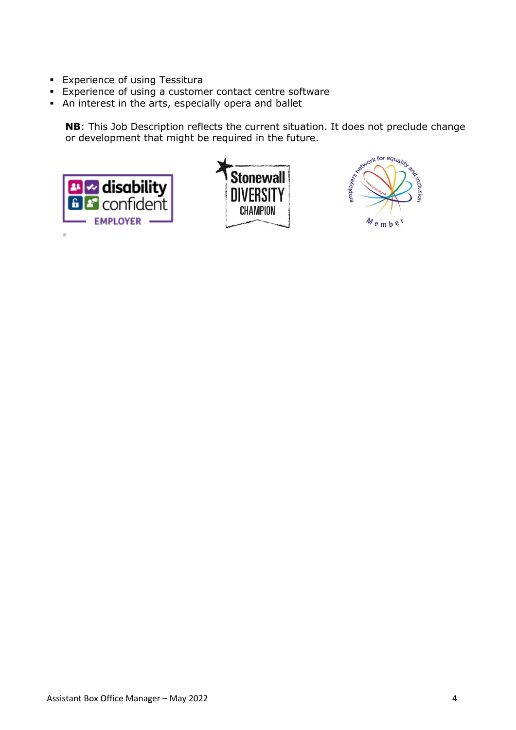- Experience of using Tessitura
- Experience of using a customer contact centre software
- An interest in the arts, especially opera and ballet

**NB**: This Job Description reflects the current situation. It does not preclude change or development that might be required in the future.